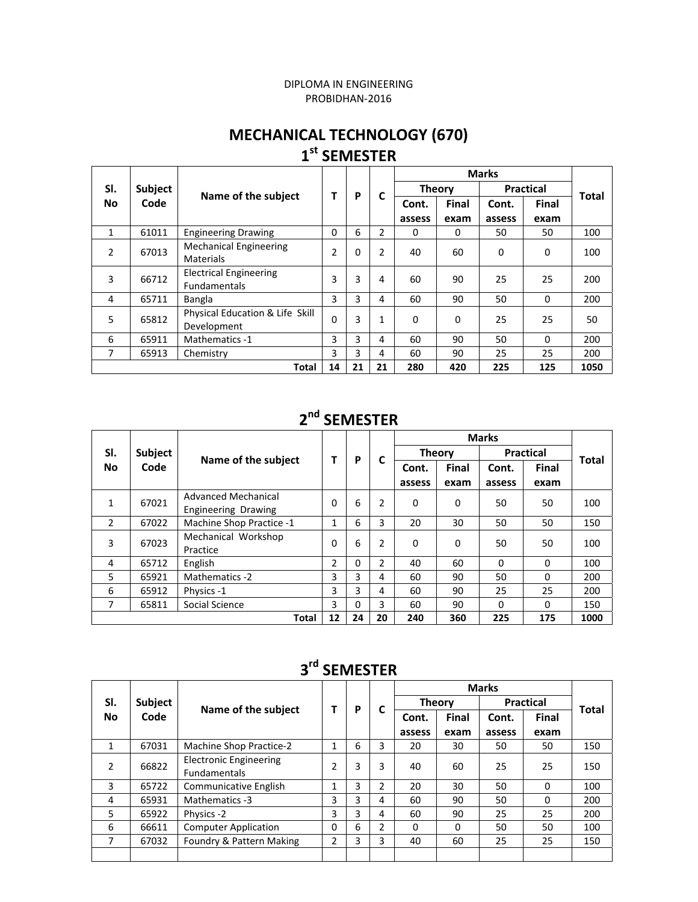DIPLOMA IN ENGINEERING
PROBIDHAN-2016

# MECHANICAL TECHNOLOGY (670)

## 1st SEMESTER

| Sl. No | Subject Code | Name of the subject | T | P | C | Marks | | | | Total |
|---|---|---|---|---|---|---|---|---|---|---|
| | | | | | | Theory | | Practical | | |
| | | | | | | Cont. assess | Final exam | Cont. assess | Final exam | |
| 1 | 61011 | Engineering Drawing | 0 | 6 | 2 | 0 | 0 | 50 | 50 | 100 |
| 2 | 67013 | Mechanical Engineering Materials | 2 | 0 | 2 | 40 | 60 | 0 | 0 | 100 |
| 3 | 66712 | Electrical Engineering Fundamentals | 3 | 3 | 4 | 60 | 90 | 25 | 25 | 200 |
| 4 | 65711 | Bangla | 3 | 3 | 4 | 60 | 90 | 50 | 0 | 200 |
| 5 | 65812 | Physical Education & Life Skill Development | 0 | 3 | 1 | 0 | 0 | 25 | 25 | 50 |
| 6 | 65911 | Mathematics -1 | 3 | 3 | 4 | 60 | 90 | 50 | 0 | 200 |
| 7 | 65913 | Chemistry | 3 | 3 | 4 | 60 | 90 | 25 | 25 | 200 |
| | | **Total** | **14** | **21** | **21** | **280** | **420** | **225** | **125** | **1050** |

## 2nd SEMESTER

| Sl. No | Subject Code | Name of the subject | T | P | C | Marks | | | | Total |
|---|---|---|---|---|---|---|---|---|---|---|
| | | | | | | Theory | | Practical | | |
| | | | | | | Cont. assess | Final exam | Cont. assess | Final exam | |
| 1 | 67021 | Advanced Mechanical Engineering Drawing | 0 | 6 | 2 | 0 | 0 | 50 | 50 | 100 |
| 2 | 67022 | Machine Shop Practice -1 | 1 | 6 | 3 | 20 | 30 | 50 | 50 | 150 |
| 3 | 67023 | Mechanical Workshop Practice | 0 | 6 | 2 | 0 | 0 | 50 | 50 | 100 |
| 4 | 65712 | English | 2 | 0 | 2 | 40 | 60 | 0 | 0 | 100 |
| 5 | 65921 | Mathematics -2 | 3 | 3 | 4 | 60 | 90 | 50 | 0 | 200 |
| 6 | 65912 | Physics -1 | 3 | 3 | 4 | 60 | 90 | 25 | 25 | 200 |
| 7 | 65811 | Social Science | 3 | 0 | 3 | 60 | 90 | 0 | 0 | 150 |
| | | **Total** | **12** | **24** | **20** | **240** | **360** | **225** | **175** | **1000** |

## 3rd SEMESTER

| Sl. No | Subject Code | Name of the subject | T | P | C | Marks | | | | Total |
|---|---|---|---|---|---|---|---|---|---|---|
| | | | | | | Theory | | Practical | | |
| | | | | | | Cont. assess | Final exam | Cont. assess | Final exam | |
| 1 | 67031 | Machine Shop Practice-2 | 1 | 6 | 3 | 20 | 30 | 50 | 50 | 150 |
| 2 | 66822 | Electronic Engineering Fundamentals | 2 | 3 | 3 | 40 | 60 | 25 | 25 | 150 |
| 3 | 65722 | Communicative English | 1 | 3 | 2 | 20 | 30 | 50 | 0 | 100 |
| 4 | 65931 | Mathematics -3 | 3 | 3 | 4 | 60 | 90 | 50 | 0 | 200 |
| 5 | 65922 | Physics -2 | 3 | 3 | 4 | 60 | 90 | 25 | 25 | 200 |
| 6 | 66611 | Computer Application | 0 | 6 | 2 | 0 | 0 | 50 | 50 | 100 |
| 7 | 67032 | Foundry & Pattern Making | 2 | 3 | 3 | 40 | 60 | 25 | 25 | 150 |
| | | | | | | | | | | |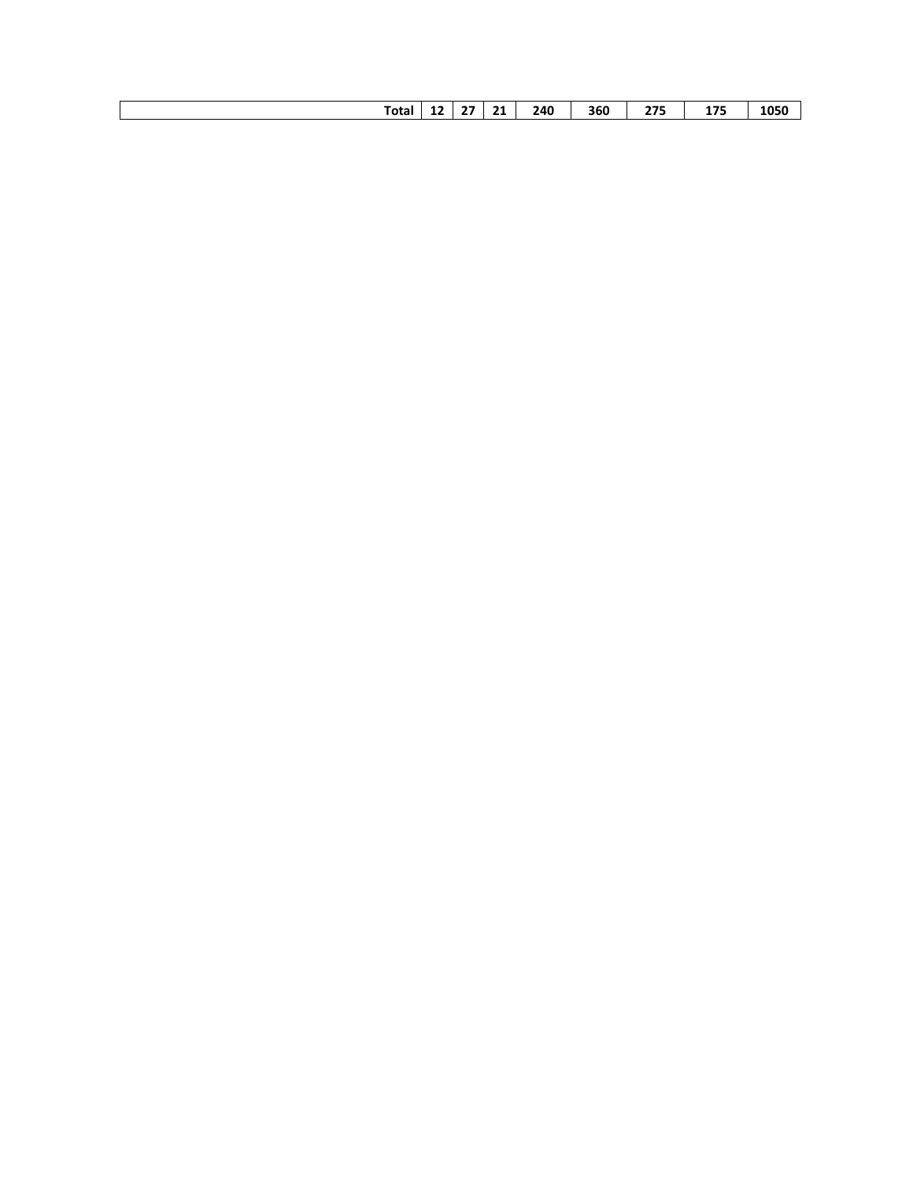| **Total** | **12** | **27** | **21** | **240** | **360** | **275** | **175** | **1050** |
|---|---|---|---|---|---|---|---|---|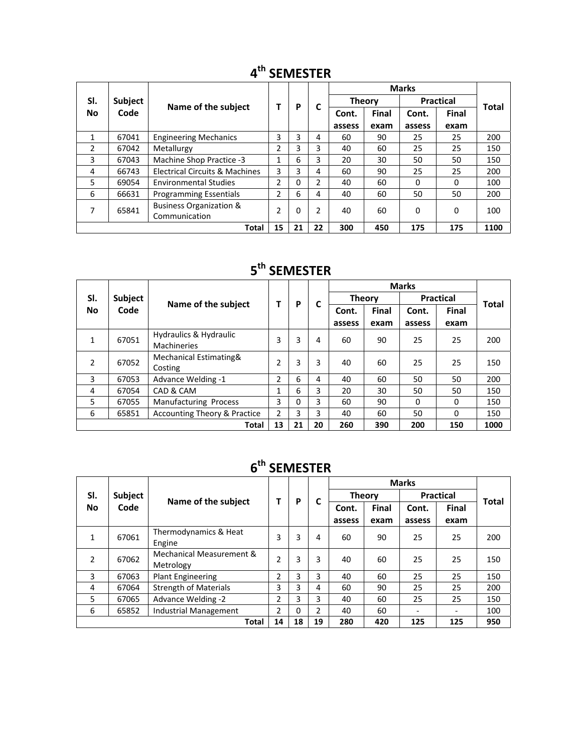## $4^{th}$ SEMESTER

| Sl. No | Subject Code | Name of the subject | T | P | C | Marks | | | | Total |
|---|---|---|---|---|---|---|---|---|---|---|
| | | | | | | Theory | | Practical | | |
| | | | | | | Cont. assess | Final exam | Cont. assess | Final exam | |
| 1 | 67041 | Engineering Mechanics | 3 | 3 | 4 | 60 | 90 | 25 | 25 | 200 |
| 2 | 67042 | Metallurgy | 2 | 3 | 3 | 40 | 60 | 25 | 25 | 150 |
| 3 | 67043 | Machine Shop Practice -3 | 1 | 6 | 3 | 20 | 30 | 50 | 50 | 150 |
| 4 | 66743 | Electrical Circuits & Machines | 3 | 3 | 4 | 60 | 90 | 25 | 25 | 200 |
| 5 | 69054 | Environmental Studies | 2 | 0 | 2 | 40 | 60 | 0 | 0 | 100 |
| 6 | 66631 | Programming Essentials | 2 | 6 | 4 | 40 | 60 | 50 | 50 | 200 |
| 7 | 65841 | Business Organization & Communication | 2 | 0 | 2 | 40 | 60 | 0 | 0 | 100 |
| | | **Total** | **15** | **21** | **22** | **300** | **450** | **175** | **175** | **1100** |

## $5^{th}$ SEMESTER

| Sl. No | Subject Code | Name of the subject | T | P | C | Marks | | | | Total |
|---|---|---|---|---|---|---|---|---|---|---|
| | | | | | | Theory | | Practical | | |
| | | | | | | Cont. assess | Final exam | Cont. assess | Final exam | |
| 1 | 67051 | Hydraulics & Hydraulic Machineries | 3 | 3 | 4 | 60 | 90 | 25 | 25 | 200 |
| 2 | 67052 | Mechanical Estimating& Costing | 2 | 3 | 3 | 40 | 60 | 25 | 25 | 150 |
| 3 | 67053 | Advance Welding -1 | 2 | 6 | 4 | 40 | 60 | 50 | 50 | 200 |
| 4 | 67054 | CAD & CAM | 1 | 6 | 3 | 20 | 30 | 50 | 50 | 150 |
| 5 | 67055 | Manufacturing Process | 3 | 0 | 3 | 60 | 90 | 0 | 0 | 150 |
| 6 | 65851 | Accounting Theory & Practice | 2 | 3 | 3 | 40 | 60 | 50 | 0 | 150 |
| | | **Total** | **13** | **21** | **20** | **260** | **390** | **200** | **150** | **1000** |

## $6^{th}$ SEMESTER

| Sl. No | Subject Code | Name of the subject | T | P | C | Marks | | | | Total |
|---|---|---|---|---|---|---|---|---|---|---|
| | | | | | | Theory | | Practical | | |
| | | | | | | Cont. assess | Final exam | Cont. assess | Final exam | |
| 1 | 67061 | Thermodynamics & Heat Engine | 3 | 3 | 4 | 60 | 90 | 25 | 25 | 200 |
| 2 | 67062 | Mechanical Measurement & Metrology | 2 | 3 | 3 | 40 | 60 | 25 | 25 | 150 |
| 3 | 67063 | Plant Engineering | 2 | 3 | 3 | 40 | 60 | 25 | 25 | 150 |
| 4 | 67064 | Strength of Materials | 3 | 3 | 4 | 60 | 90 | 25 | 25 | 200 |
| 5 | 67065 | Advance Welding -2 | 2 | 3 | 3 | 40 | 60 | 25 | 25 | 150 |
| 6 | 65852 | Industrial Management | 2 | 0 | 2 | 40 | 60 | - | - | 100 |
| | | **Total** | **14** | **18** | **19** | **280** | **420** | **125** | **125** | **950** |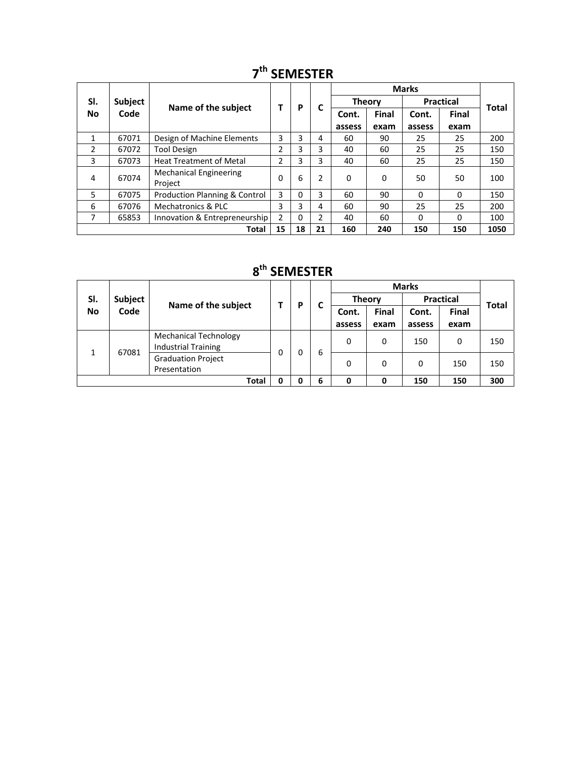## $7^{th}$ SEMESTER

| Sl. No | Subject Code | Name of the subject | T | P | C | Marks | | | | Total |
|---|---|---|---|---|---|---|---|---|---|---|
| | | | | | | Theory | | Practical | | |
| | | | | | | Cont. assess | Final exam | Cont. assess | Final exam | |
| 1 | 67071 | Design of Machine Elements | 3 | 3 | 4 | 60 | 90 | 25 | 25 | 200 |
| 2 | 67072 | Tool Design | 2 | 3 | 3 | 40 | 60 | 25 | 25 | 150 |
| 3 | 67073 | Heat Treatment of Metal | 2 | 3 | 3 | 40 | 60 | 25 | 25 | 150 |
| 4 | 67074 | Mechanical Engineering Project | 0 | 6 | 2 | 0 | 0 | 50 | 50 | 100 |
| 5 | 67075 | Production Planning & Control | 3 | 0 | 3 | 60 | 90 | 0 | 0 | 150 |
| 6 | 67076 | Mechatronics & PLC | 3 | 3 | 4 | 60 | 90 | 25 | 25 | 200 |
| 7 | 65853 | Innovation & Entrepreneurship | 2 | 0 | 2 | 40 | 60 | 0 | 0 | 100 |
| | | **Total** | **15** | **18** | **21** | **160** | **240** | **150** | **150** | **1050** |

## $8^{th}$ SEMESTER

| Sl. No | Subject Code | Name of the subject | T | P | C | Marks | | | | Total |
|---|---|---|---|---|---|---|---|---|---|---|
| | | | | | | Theory | | Practical | | |
| | | | | | | Cont. assess | Final exam | Cont. assess | Final exam | |
| 1 | 67081 | Mechanical Technology Industrial Training | 0 | 0 | 6 | 0 | 0 | 150 | 0 | 150 |
| | | Graduation Project Presentation | | | | 0 | 0 | 0 | 150 | 150 |
| | | **Total** | **0** | **0** | **6** | **0** | **0** | **150** | **150** | **300** |